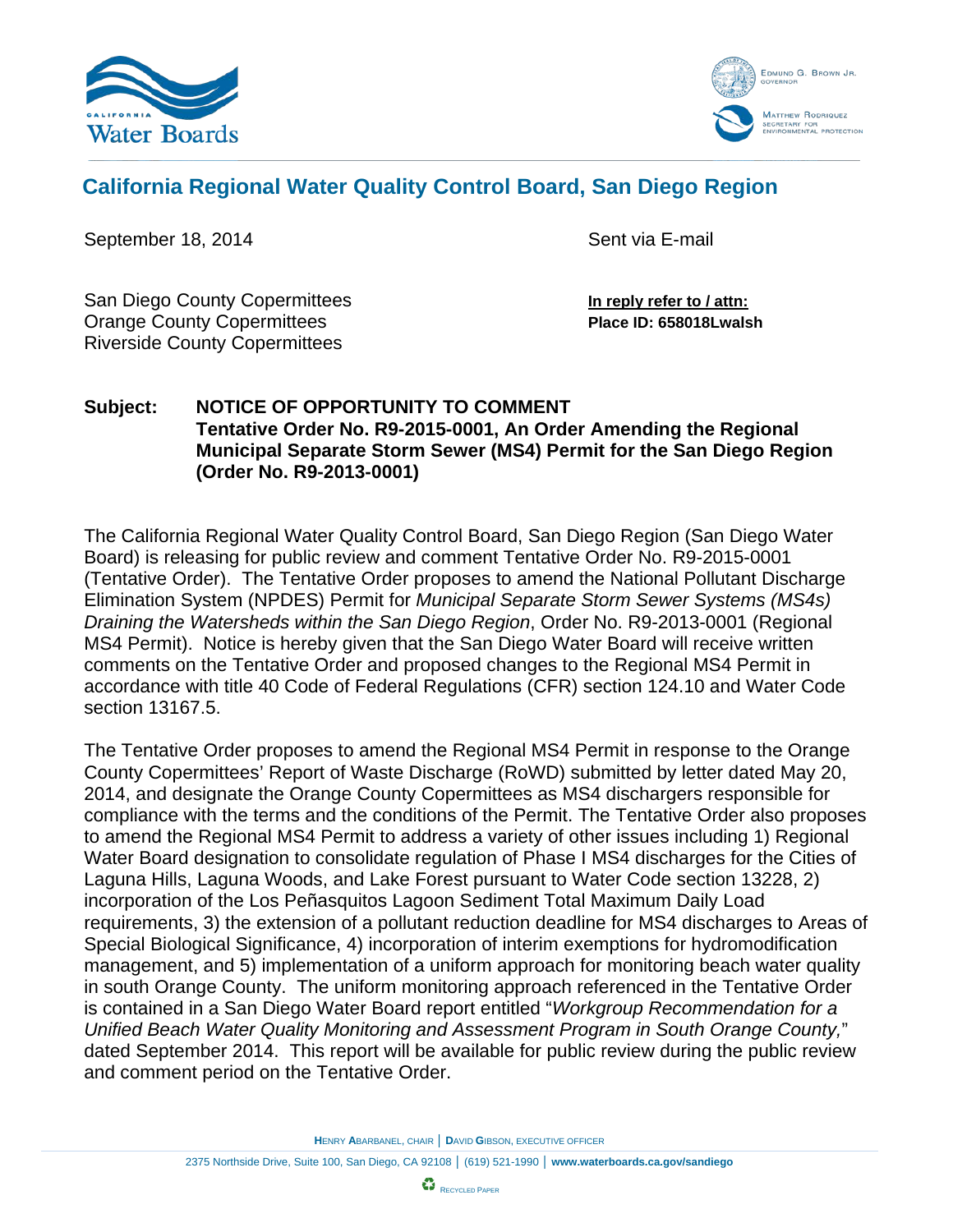# California Regional Water Quality Control Board, San Diego Region

September 18, 2014 Sent via E-mail

San Diego County Copermittees
Orange County Copermittees
Riverside County Copermittees

**In reply refer to / attn:**
**Place ID: 658018Lwalsh**

**Subject: NOTICE OF OPPORTUNITY TO COMMENT**
**Tentative Order No. R9-2015-0001, An Order Amending the Regional Municipal Separate Storm Sewer (MS4) Permit for the San Diego Region (Order No. R9-2013-0001)**

The California Regional Water Quality Control Board, San Diego Region (San Diego Water Board) is releasing for public review and comment Tentative Order No. R9-2015-0001 (Tentative Order). The Tentative Order proposes to amend the National Pollutant Discharge Elimination System (NPDES) Permit for *Municipal Separate Storm Sewer Systems (MS4s) Draining the Watersheds within the San Diego Region*, Order No. R9-2013-0001 (Regional MS4 Permit). Notice is hereby given that the San Diego Water Board will receive written comments on the Tentative Order and proposed changes to the Regional MS4 Permit in accordance with title 40 Code of Federal Regulations (CFR) section 124.10 and Water Code section 13167.5.

The Tentative Order proposes to amend the Regional MS4 Permit in response to the Orange County Copermittees' Report of Waste Discharge (RoWD) submitted by letter dated May 20, 2014, and designate the Orange County Copermittees as MS4 dischargers responsible for compliance with the terms and the conditions of the Permit. The Tentative Order also proposes to amend the Regional MS4 Permit to address a variety of other issues including 1) Regional Water Board designation to consolidate regulation of Phase I MS4 discharges for the Cities of Laguna Hills, Laguna Woods, and Lake Forest pursuant to Water Code section 13228, 2) incorporation of the Los Peñasquitos Lagoon Sediment Total Maximum Daily Load requirements, 3) the extension of a pollutant reduction deadline for MS4 discharges to Areas of Special Biological Significance, 4) incorporation of interim exemptions for hydromodification management, and 5) implementation of a uniform approach for monitoring beach water quality in south Orange County. The uniform monitoring approach referenced in the Tentative Order is contained in a San Diego Water Board report entitled "*Workgroup Recommendation for a Unified Beach Water Quality Monitoring and Assessment Program in South Orange County,*" dated September 2014. This report will be available for public review during the public review and comment period on the Tentative Order.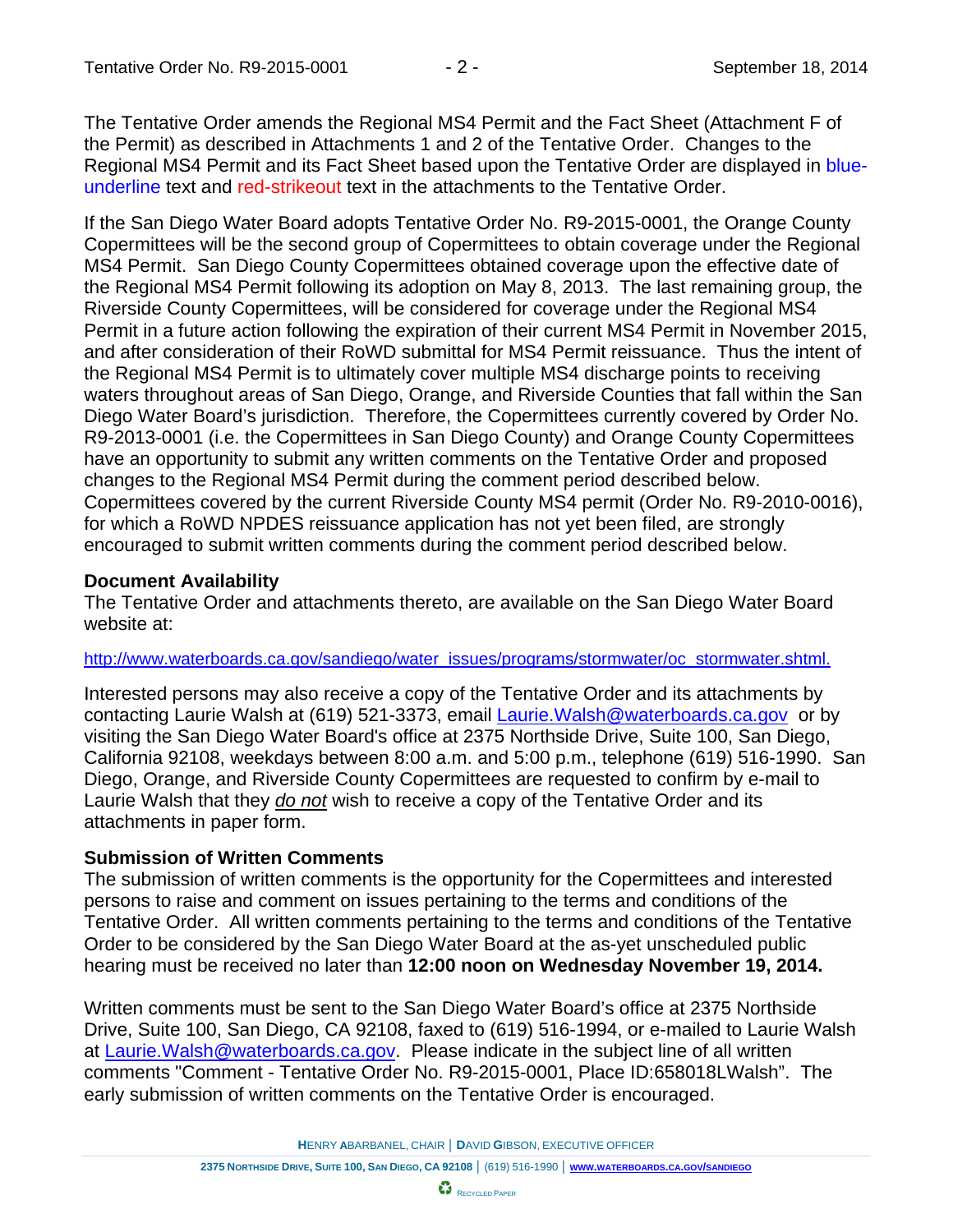The Tentative Order amends the Regional MS4 Permit and the Fact Sheet (Attachment F of the Permit) as described in Attachments 1 and 2 of the Tentative Order. Changes to the Regional MS4 Permit and its Fact Sheet based upon the Tentative Order are displayed in blue-underline text and red-strikeout text in the attachments to the Tentative Order.

If the San Diego Water Board adopts Tentative Order No. R9-2015-0001, the Orange County Copermittees will be the second group of Copermittees to obtain coverage under the Regional MS4 Permit. San Diego County Copermittees obtained coverage upon the effective date of the Regional MS4 Permit following its adoption on May 8, 2013. The last remaining group, the Riverside County Copermittees, will be considered for coverage under the Regional MS4 Permit in a future action following the expiration of their current MS4 Permit in November 2015, and after consideration of their RoWD submittal for MS4 Permit reissuance. Thus the intent of the Regional MS4 Permit is to ultimately cover multiple MS4 discharge points to receiving waters throughout areas of San Diego, Orange, and Riverside Counties that fall within the San Diego Water Board's jurisdiction. Therefore, the Copermittees currently covered by Order No. R9-2013-0001 (i.e. the Copermittees in San Diego County) and Orange County Copermittees have an opportunity to submit any written comments on the Tentative Order and proposed changes to the Regional MS4 Permit during the comment period described below. Copermittees covered by the current Riverside County MS4 permit (Order No. R9-2010-0016), for which a RoWD NPDES reissuance application has not yet been filed, are strongly encouraged to submit written comments during the comment period described below.

**Document Availability**

The Tentative Order and attachments thereto, are available on the San Diego Water Board website at:

http://www.waterboards.ca.gov/sandiego/water_issues/programs/stormwater/oc_stormwater.shtml.

Interested persons may also receive a copy of the Tentative Order and its attachments by contacting Laurie Walsh at (619) 521-3373, email Laurie.Walsh@waterboards.ca.gov or by visiting the San Diego Water Board's office at 2375 Northside Drive, Suite 100, San Diego, California 92108, weekdays between 8:00 a.m. and 5:00 p.m., telephone (619) 516-1990. San Diego, Orange, and Riverside County Copermittees are requested to confirm by e-mail to Laurie Walsh that they *do not* wish to receive a copy of the Tentative Order and its attachments in paper form.

**Submission of Written Comments**

The submission of written comments is the opportunity for the Copermittees and interested persons to raise and comment on issues pertaining to the terms and conditions of the Tentative Order. All written comments pertaining to the terms and conditions of the Tentative Order to be considered by the San Diego Water Board at the as-yet unscheduled public hearing must be received no later than **12:00 noon on Wednesday November 19, 2014.**

Written comments must be sent to the San Diego Water Board's office at 2375 Northside Drive, Suite 100, San Diego, CA 92108, faxed to (619) 516-1994, or e-mailed to Laurie Walsh at Laurie.Walsh@waterboards.ca.gov. Please indicate in the subject line of all written comments "Comment - Tentative Order No. R9-2015-0001, Place ID:658018LWalsh". The early submission of written comments on the Tentative Order is encouraged.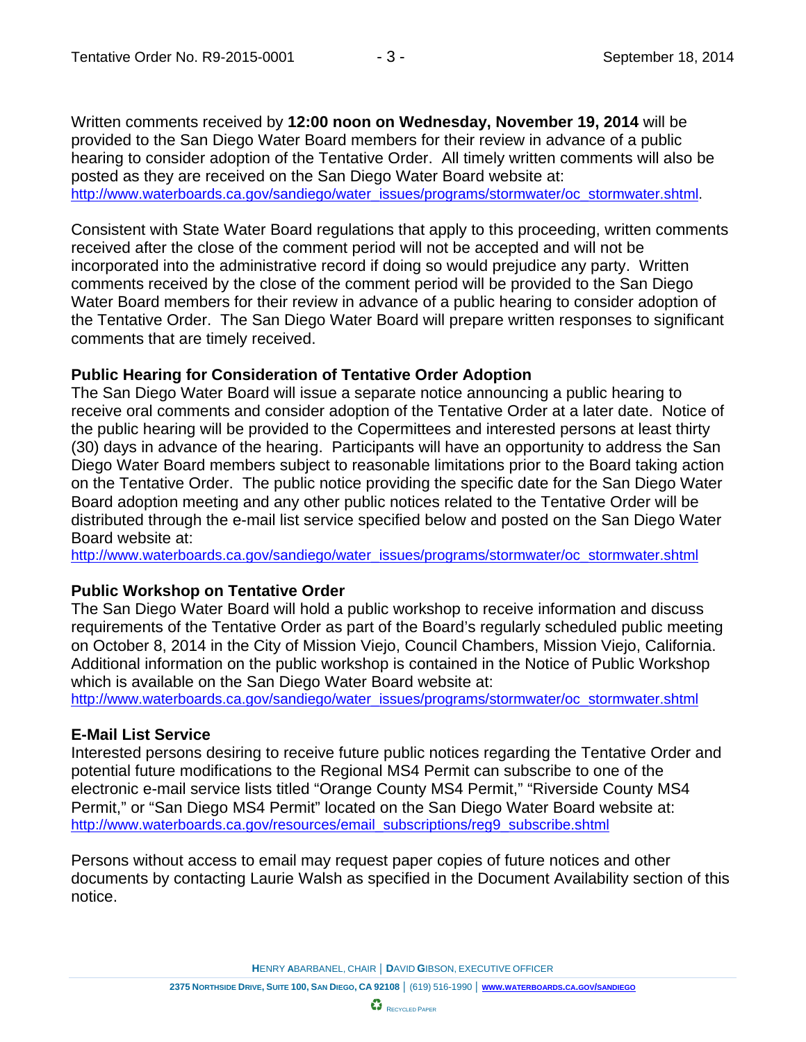Written comments received by **12:00 noon on Wednesday, November 19, 2014** will be provided to the San Diego Water Board members for their review in advance of a public hearing to consider adoption of the Tentative Order. All timely written comments will also be posted as they are received on the San Diego Water Board website at: http://www.waterboards.ca.gov/sandiego/water_issues/programs/stormwater/oc_stormwater.shtml.

Consistent with State Water Board regulations that apply to this proceeding, written comments received after the close of the comment period will not be accepted and will not be incorporated into the administrative record if doing so would prejudice any party. Written comments received by the close of the comment period will be provided to the San Diego Water Board members for their review in advance of a public hearing to consider adoption of the Tentative Order. The San Diego Water Board will prepare written responses to significant comments that are timely received.

### Public Hearing for Consideration of Tentative Order Adoption

The San Diego Water Board will issue a separate notice announcing a public hearing to receive oral comments and consider adoption of the Tentative Order at a later date. Notice of the public hearing will be provided to the Copermittees and interested persons at least thirty (30) days in advance of the hearing. Participants will have an opportunity to address the San Diego Water Board members subject to reasonable limitations prior to the Board taking action on the Tentative Order. The public notice providing the specific date for the San Diego Water Board adoption meeting and any other public notices related to the Tentative Order will be distributed through the e-mail list service specified below and posted on the San Diego Water Board website at:
http://www.waterboards.ca.gov/sandiego/water_issues/programs/stormwater/oc_stormwater.shtml

### Public Workshop on Tentative Order

The San Diego Water Board will hold a public workshop to receive information and discuss requirements of the Tentative Order as part of the Board's regularly scheduled public meeting on October 8, 2014 in the City of Mission Viejo, Council Chambers, Mission Viejo, California. Additional information on the public workshop is contained in the Notice of Public Workshop which is available on the San Diego Water Board website at:
http://www.waterboards.ca.gov/sandiego/water_issues/programs/stormwater/oc_stormwater.shtml

### E-Mail List Service

Interested persons desiring to receive future public notices regarding the Tentative Order and potential future modifications to the Regional MS4 Permit can subscribe to one of the electronic e-mail service lists titled "Orange County MS4 Permit," "Riverside County MS4 Permit," or "San Diego MS4 Permit" located on the San Diego Water Board website at:
http://www.waterboards.ca.gov/resources/email_subscriptions/reg9_subscribe.shtml

Persons without access to email may request paper copies of future notices and other documents by contacting Laurie Walsh as specified in the Document Availability section of this notice.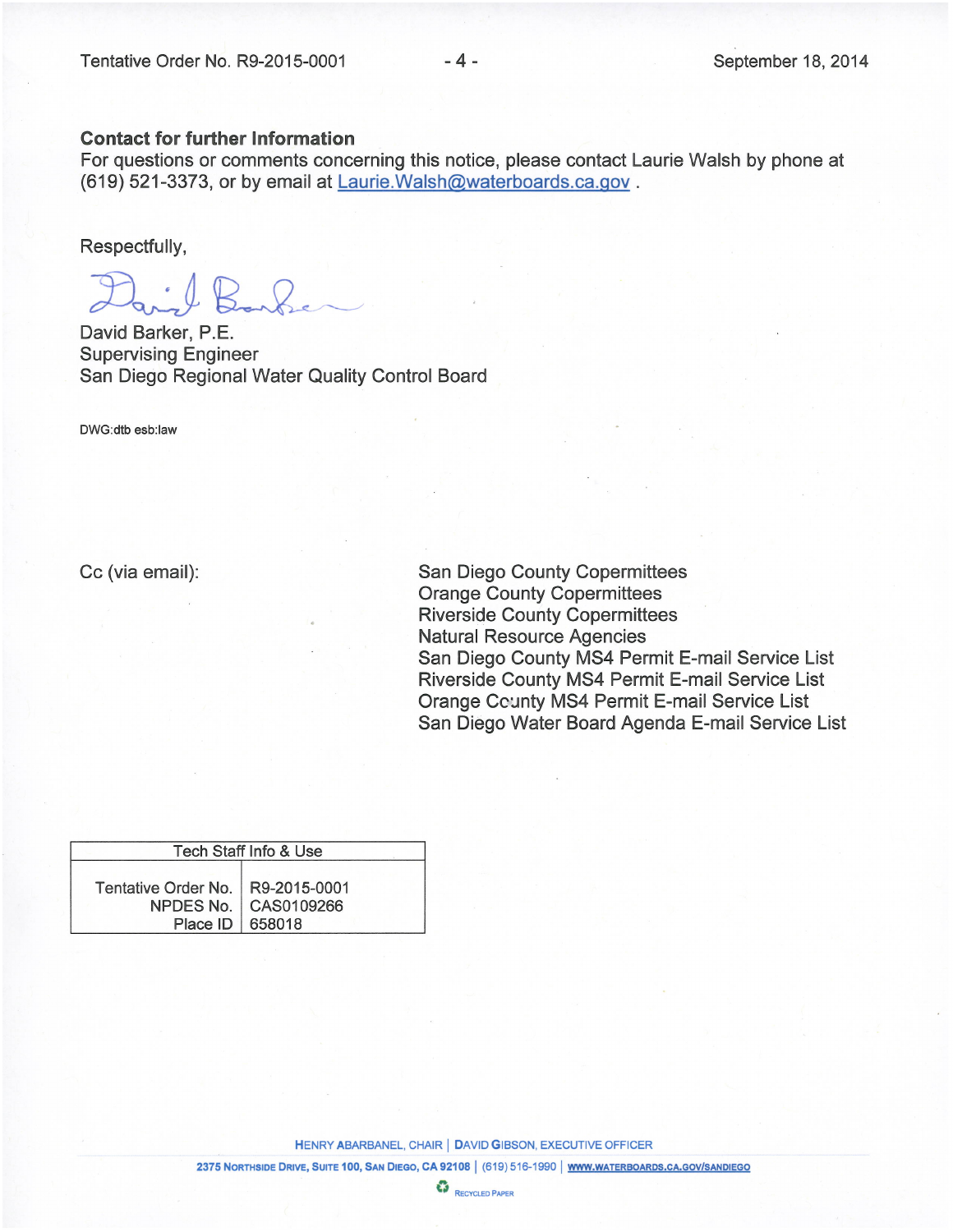**Contact for further Information**

For questions or comments concerning this notice, please contact Laurie Walsh by phone at (619) 521-3373, or by email at Laurie.Walsh@waterboards.ca.gov .

Respectfully,

David Barker, P.E.
Supervising Engineer
San Diego Regional Water Quality Control Board

DWG:dtb esb:law

Cc (via email):

San Diego County Copermittees
Orange County Copermittees
Riverside County Copermittees
Natural Resource Agencies
San Diego County MS4 Permit E-mail Service List
Riverside County MS4 Permit E-mail Service List
Orange County MS4 Permit E-mail Service List
San Diego Water Board Agenda E-mail Service List

| Tech Staff Info & Use | |
|---|---|
| Tentative Order No. | R9-2015-0001 |
| NPDES No. | CAS0109266 |
| Place ID | 658018 |

HENRY ABARBANEL, CHAIR | DAVID GIBSON, EXECUTIVE OFFICER

2375 NORTHSIDE DRIVE, SUITE 100, SAN DIEGO, CA 92108 | (619) 516-1990 | WWW.WATERBOARDS.CA.GOV/SANDIEGO

RECYCLED PAPER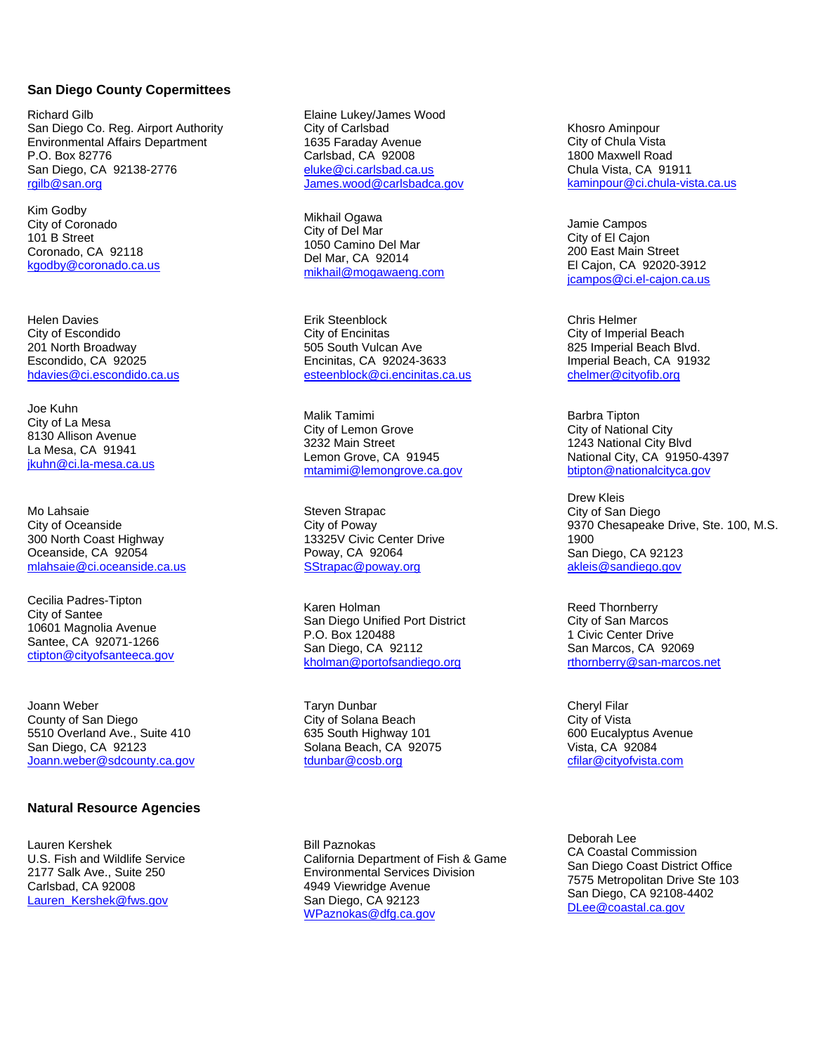## San Diego County Copermittees

Richard Gilb
San Diego Co. Reg. Airport Authority
Environmental Affairs Department
P.O. Box 82776
San Diego, CA 92138-2776
rgilb@san.org

Elaine Lukey/James Wood
City of Carlsbad
1635 Faraday Avenue
Carlsbad, CA 92008
eluke@ci.carlsbad.ca.us
James.wood@carlsbadca.gov

Khosro Aminpour
City of Chula Vista
1800 Maxwell Road
Chula Vista, CA 91911
kaminpour@ci.chula-vista.ca.us

Kim Godby
City of Coronado
101 B Street
Coronado, CA 92118
kgodby@coronado.ca.us

Mikhail Ogawa
City of Del Mar
1050 Camino Del Mar
Del Mar, CA 92014
mikhail@mogawaeng.com

Jamie Campos
City of El Cajon
200 East Main Street
El Cajon, CA 92020-3912
jcampos@ci.el-cajon.ca.us

Helen Davies
City of Escondido
201 North Broadway
Escondido, CA 92025
hdavies@ci.escondido.ca.us

Erik Steenblock
City of Encinitas
505 South Vulcan Ave
Encinitas, CA 92024-3633
esteenblock@ci.encinitas.ca.us

Chris Helmer
City of Imperial Beach
825 Imperial Beach Blvd.
Imperial Beach, CA 91932
chelmer@cityofib.org

Joe Kuhn
City of La Mesa
8130 Allison Avenue
La Mesa, CA 91941
jkuhn@ci.la-mesa.ca.us

Malik Tamimi
City of Lemon Grove
3232 Main Street
Lemon Grove, CA 91945
mtamimi@lemongrove.ca.gov

Barbra Tipton
City of National City
1243 National City Blvd
National City, CA 91950-4397
btipton@nationalcityca.gov

Mo Lahsaie
City of Oceanside
300 North Coast Highway
Oceanside, CA 92054
mlahsaie@ci.oceanside.ca.us

Steven Strapac
City of Poway
13325V Civic Center Drive
Poway, CA 92064
SStrapac@poway.org

Drew Kleis
City of San Diego
9370 Chesapeake Drive, Ste. 100, M.S. 1900
San Diego, CA 92123
akleis@sandiego.gov

Cecilia Padres-Tipton
City of Santee
10601 Magnolia Avenue
Santee, CA 92071-1266
ctipton@cityofsanteeca.gov

Karen Holman
San Diego Unified Port District
P.O. Box 120488
San Diego, CA 92112
kholman@portofsandiego.org

Reed Thornberry
City of San Marcos
1 Civic Center Drive
San Marcos, CA 92069
rthornberry@san-marcos.net

Joann Weber
County of San Diego
5510 Overland Ave., Suite 410
San Diego, CA 92123
Joann.weber@sdcounty.ca.gov

Taryn Dunbar
City of Solana Beach
635 South Highway 101
Solana Beach, CA 92075
tdunbar@cosb.org

Cheryl Filar
City of Vista
600 Eucalyptus Avenue
Vista, CA 92084
cfilar@cityofvista.com

## Natural Resource Agencies

Lauren Kershek
U.S. Fish and Wildlife Service
2177 Salk Ave., Suite 250
Carlsbad, CA 92008
Lauren_Kershek@fws.gov

Bill Paznokas
California Department of Fish & Game
Environmental Services Division
4949 Viewridge Avenue
San Diego, CA 92123
WPaznokas@dfg.ca.gov

Deborah Lee
CA Coastal Commission
San Diego Coast District Office
7575 Metropolitan Drive Ste 103
San Diego, CA 92108-4402
DLee@coastal.ca.gov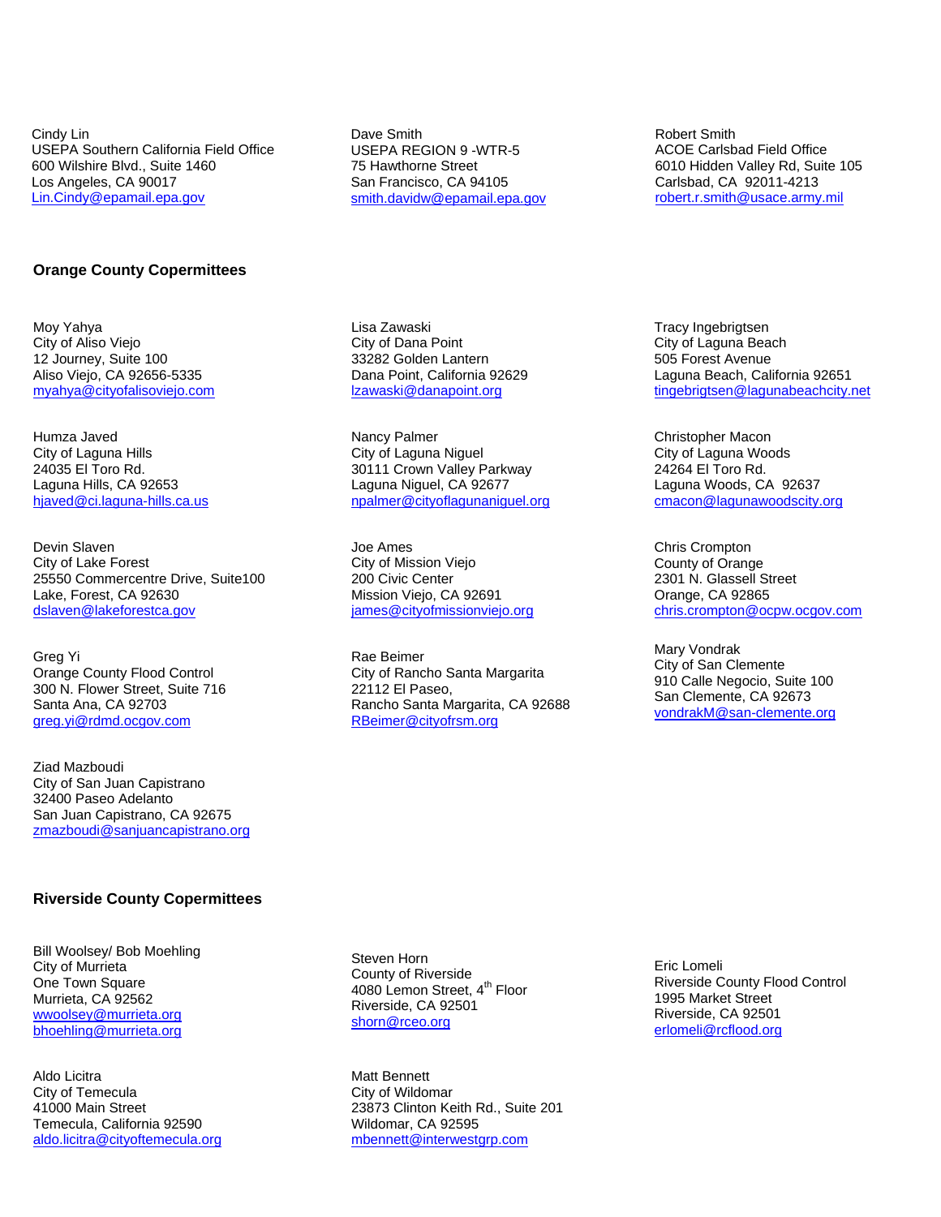Cindy Lin
USEPA Southern California Field Office
600 Wilshire Blvd., Suite 1460
Los Angeles, CA 90017
Lin.Cindy@epamail.epa.gov

Dave Smith
USEPA REGION 9 -WTR-5
75 Hawthorne Street
San Francisco, CA 94105
smith.davidw@epamail.epa.gov

Robert Smith
ACOE Carlsbad Field Office
6010 Hidden Valley Rd, Suite 105
Carlsbad, CA 92011-4213
robert.r.smith@usace.army.mil

**Orange County Copermittees**

Moy Yahya
City of Aliso Viejo
12 Journey, Suite 100
Aliso Viejo, CA 92656-5335
myahya@cityofalisoviejo.com

Lisa Zawaski
City of Dana Point
33282 Golden Lantern
Dana Point, California 92629
lzawaski@danapoint.org

Tracy Ingebrigtsen
City of Laguna Beach
505 Forest Avenue
Laguna Beach, California 92651
tingebrigtsen@lagunabeachcity.net

Humza Javed
City of Laguna Hills
24035 El Toro Rd.
Laguna Hills, CA 92653
hjaved@ci.laguna-hills.ca.us

Nancy Palmer
City of Laguna Niguel
30111 Crown Valley Parkway
Laguna Niguel, CA 92677
npalmer@cityoflagunaniguel.org

Christopher Macon
City of Laguna Woods
24264 El Toro Rd.
Laguna Woods, CA 92637
cmacon@lagunawoodscity.org

Devin Slaven
City of Lake Forest
25550 Commercentre Drive, Suite100
Lake, Forest, CA 92630
dslaven@lakeforestca.gov

Joe Ames
City of Mission Viejo
200 Civic Center
Mission Viejo, CA 92691
james@cityofmissionviejo.org

Chris Crompton
County of Orange
2301 N. Glassell Street
Orange, CA 92865
chris.crompton@ocpw.ocgov.com

Greg Yi
Orange County Flood Control
300 N. Flower Street, Suite 716
Santa Ana, CA 92703
greg.yi@rdmd.ocgov.com

Rae Beimer
City of Rancho Santa Margarita
22112 El Paseo,
Rancho Santa Margarita, CA 92688
RBeimer@cityofrsm.org

Mary Vondrak
City of San Clemente
910 Calle Negocio, Suite 100
San Clemente, CA 92673
vondrakM@san-clemente.org

Ziad Mazboudi
City of San Juan Capistrano
32400 Paseo Adelanto
San Juan Capistrano, CA 92675
zmazboudi@sanjuancapistrano.org

**Riverside County Copermittees**

Bill Woolsey/ Bob Moehling
City of Murrieta
One Town Square
Murrieta, CA 92562
wwoolsey@murrieta.org
bhoehling@murrieta.org

Steven Horn
County of Riverside
4080 Lemon Street, 4th Floor
Riverside, CA 92501
shorn@rceo.org

Eric Lomeli
Riverside County Flood Control
1995 Market Street
Riverside, CA 92501
erlomeli@rcflood.org

Aldo Licitra
City of Temecula
41000 Main Street
Temecula, California 92590
aldo.licitra@cityoftemecula.org

Matt Bennett
City of Wildomar
23873 Clinton Keith Rd., Suite 201
Wildomar, CA 92595
mbennett@interwestgrp.com